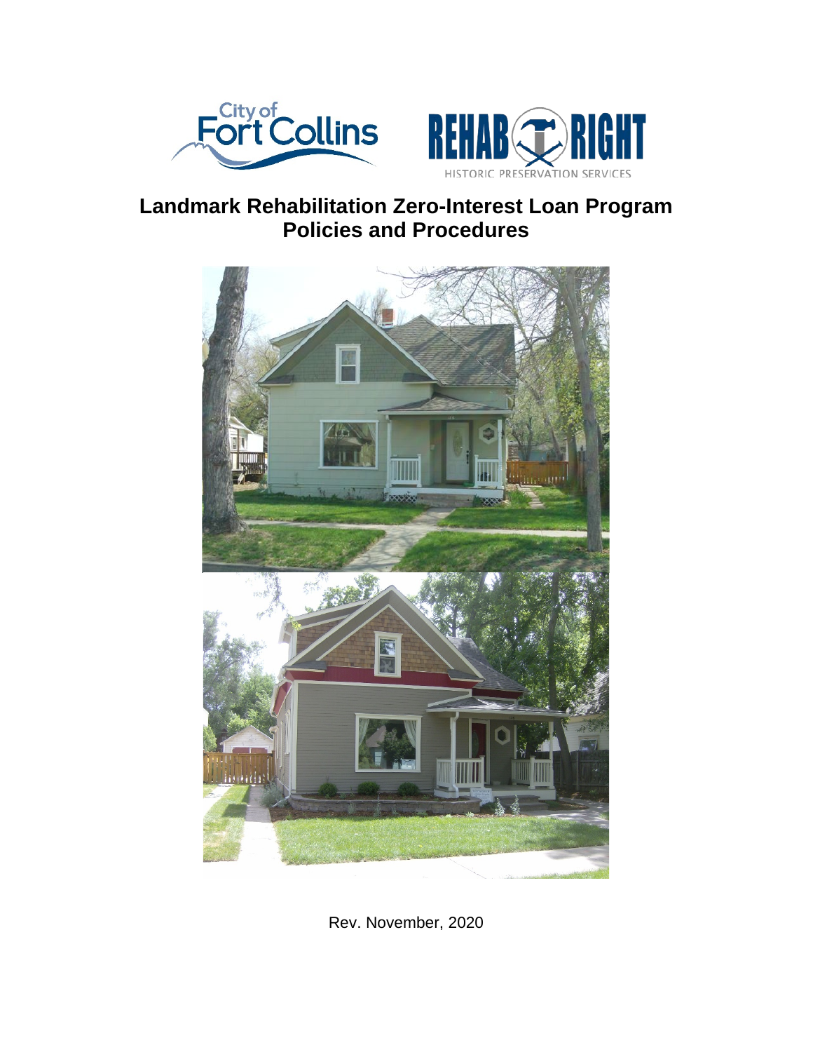# Landmark Rehabilitation Zero-Interest Loan Program Policies and Procedures

Rev. November, 2020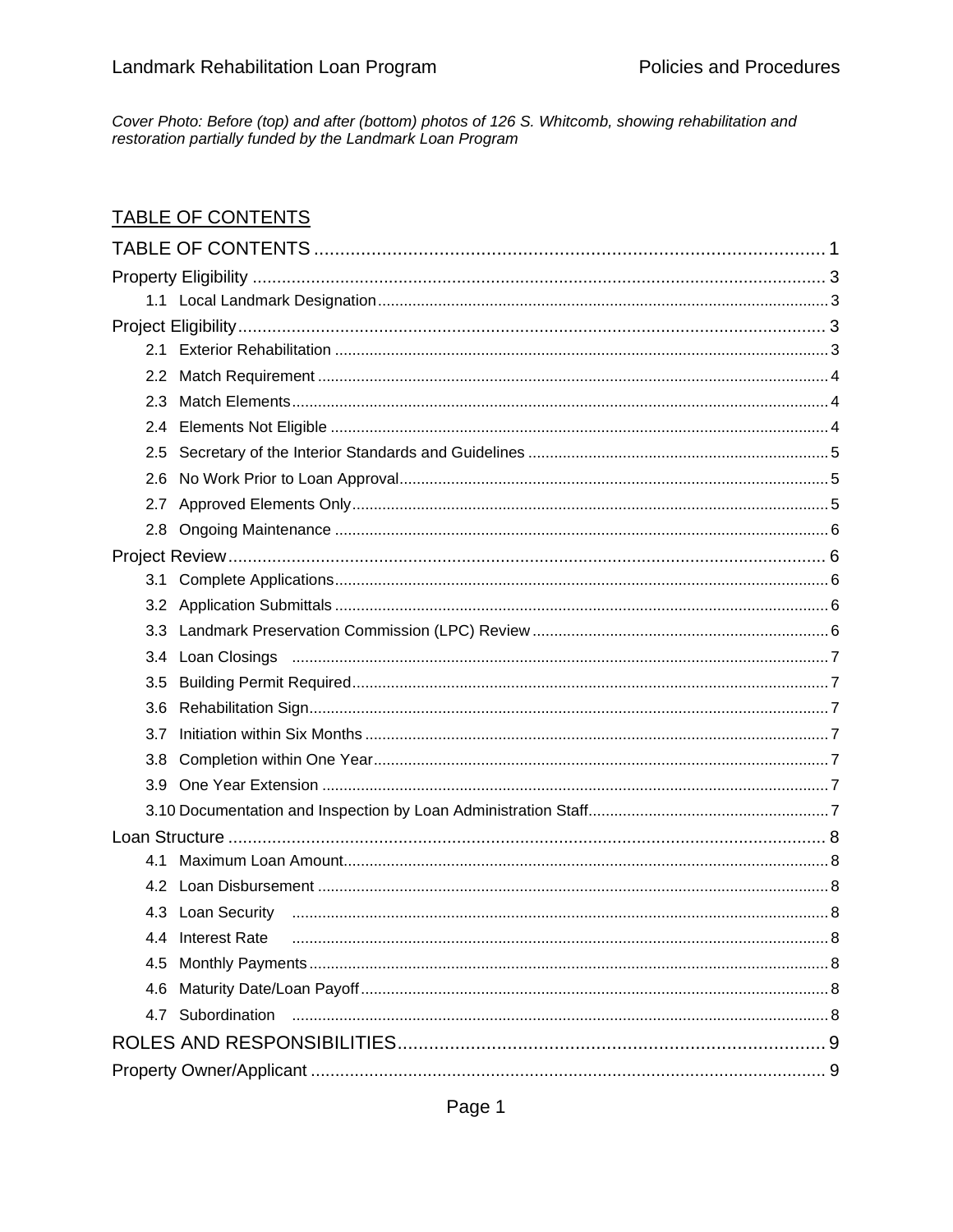*Cover Photo: Before (top) and after (bottom) photos of 126 S. Whitcomb, showing rehabilitation and restoration partially funded by the Landmark Loan Program*

## TABLE OF CONTENTS

TABLE OF CONTENTS ... 1

Property Eligibility ... 3

- 1.1 Local Landmark Designation ... 3

Project Eligibility ... 3

- 2.1 Exterior Rehabilitation ... 3
- 2.2 Match Requirement ... 4
- 2.3 Match Elements ... 4
- 2.4 Elements Not Eligible ... 4
- 2.5 Secretary of the Interior Standards and Guidelines ... 5
- 2.6 No Work Prior to Loan Approval ... 5
- 2.7 Approved Elements Only ... 5
- 2.8 Ongoing Maintenance ... 6

Project Review ... 6

- 3.1 Complete Applications ... 6
- 3.2 Application Submittals ... 6
- 3.3 Landmark Preservation Commission (LPC) Review ... 6
- 3.4 Loan Closings ... 7
- 3.5 Building Permit Required ... 7
- 3.6 Rehabilitation Sign ... 7
- 3.7 Initiation within Six Months ... 7
- 3.8 Completion within One Year ... 7
- 3.9 One Year Extension ... 7
- 3.10 Documentation and Inspection by Loan Administration Staff ... 7

Loan Structure ... 8

- 4.1 Maximum Loan Amount ... 8
- 4.2 Loan Disbursement ... 8
- 4.3 Loan Security ... 8
- 4.4 Interest Rate ... 8
- 4.5 Monthly Payments ... 8
- 4.6 Maturity Date/Loan Payoff ... 8
- 4.7 Subordination ... 8

ROLES AND RESPONSIBILITIES ... 9

Property Owner/Applicant ... 9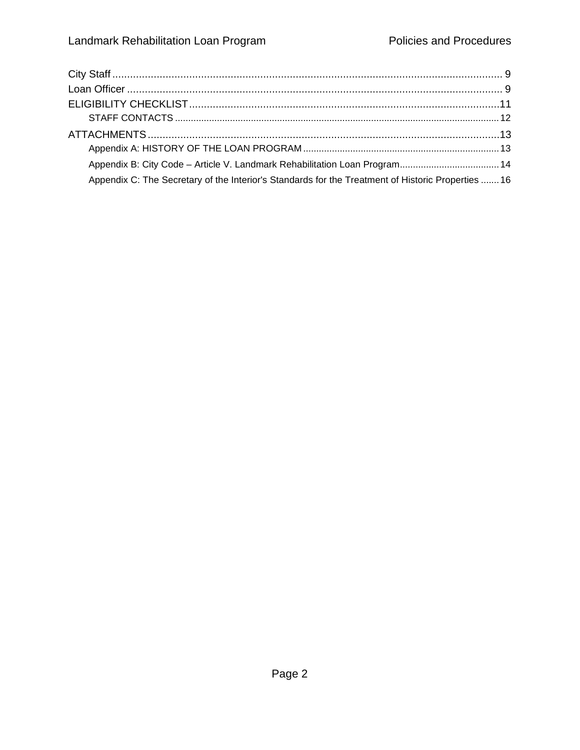City Staff .................................................................................................................... 9

Loan Officer ................................................................................................................ 9

ELIGIBILITY CHECKLIST ........................................................................................ 11

- STAFF CONTACTS .......................................................................................................... 12

ATTACHMENTS ........................................................................................................ 13

- Appendix A: HISTORY OF THE LOAN PROGRAM .......................................................................... 13
- Appendix B: City Code – Article V. Landmark Rehabilitation Loan Program ...................................... 14
- Appendix C: The Secretary of the Interior's Standards for the Treatment of Historic Properties ....... 16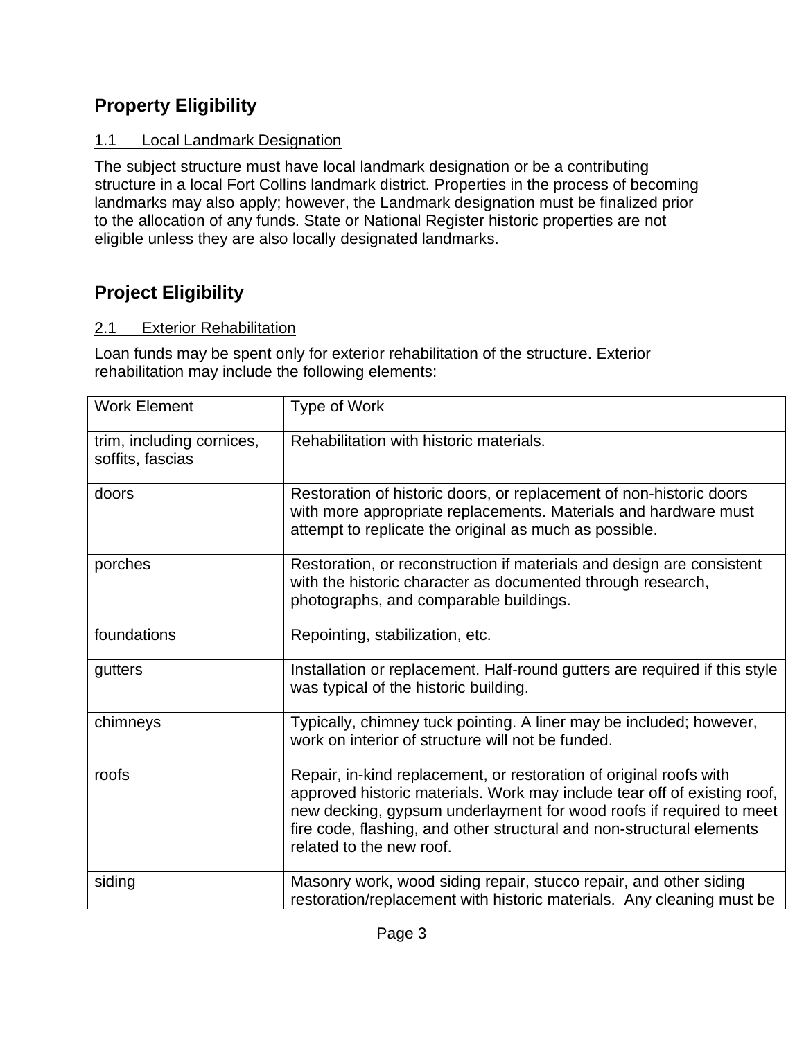## Property Eligibility

1.1 Local Landmark Designation

The subject structure must have local landmark designation or be a contributing structure in a local Fort Collins landmark district. Properties in the process of becoming landmarks may also apply; however, the Landmark designation must be finalized prior to the allocation of any funds. State or National Register historic properties are not eligible unless they are also locally designated landmarks.

## Project Eligibility

2.1 Exterior Rehabilitation

Loan funds may be spent only for exterior rehabilitation of the structure. Exterior rehabilitation may include the following elements:

| Work Element | Type of Work |
|---|---|
| trim, including cornices, soffits, fascias | Rehabilitation with historic materials. |
| doors | Restoration of historic doors, or replacement of non-historic doors with more appropriate replacements. Materials and hardware must attempt to replicate the original as much as possible. |
| porches | Restoration, or reconstruction if materials and design are consistent with the historic character as documented through research, photographs, and comparable buildings. |
| foundations | Repointing, stabilization, etc. |
| gutters | Installation or replacement. Half-round gutters are required if this style was typical of the historic building. |
| chimneys | Typically, chimney tuck pointing. A liner may be included; however, work on interior of structure will not be funded. |
| roofs | Repair, in-kind replacement, or restoration of original roofs with approved historic materials. Work may include tear off of existing roof, new decking, gypsum underlayment for wood roofs if required to meet fire code, flashing, and other structural and non-structural elements related to the new roof. |
| siding | Masonry work, wood siding repair, stucco repair, and other siding restoration/replacement with historic materials. Any cleaning must be |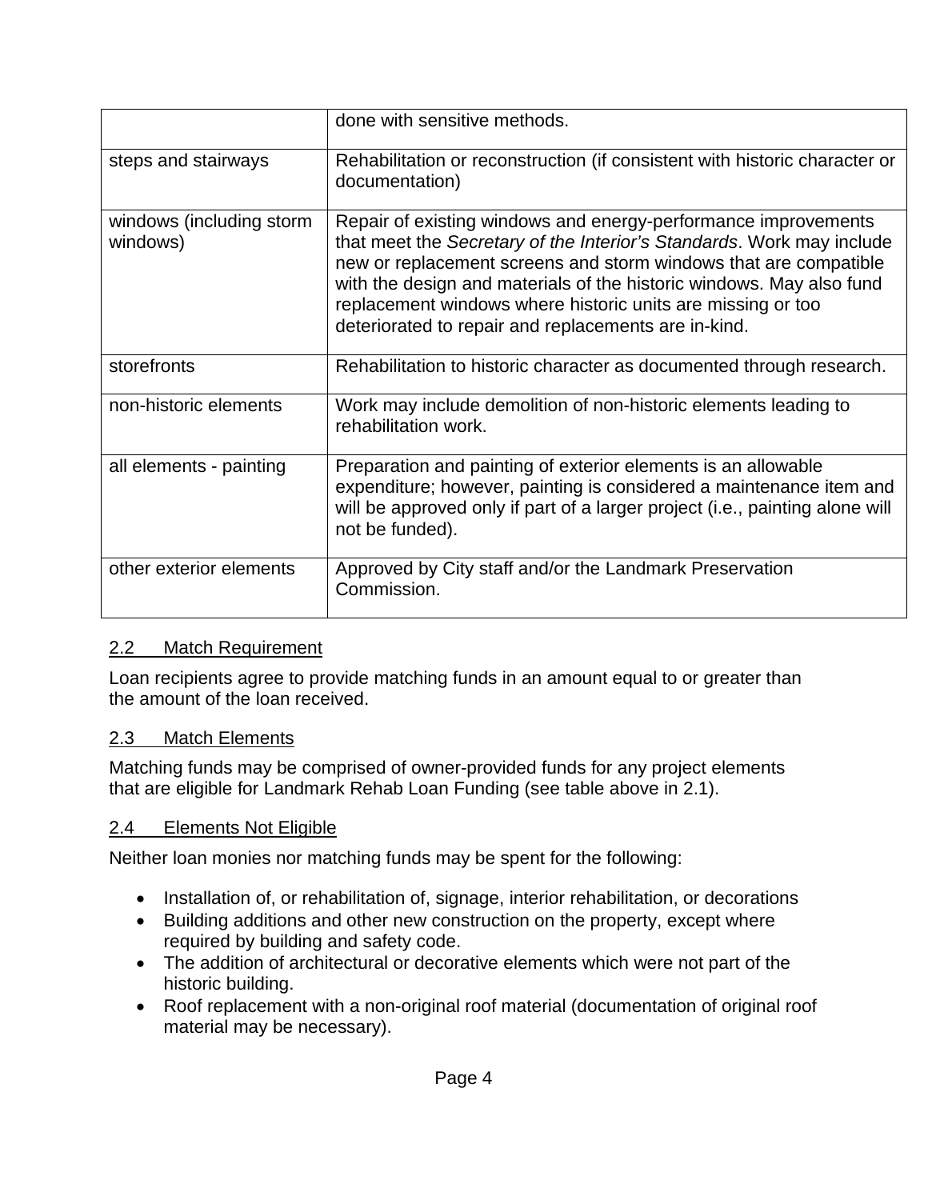| | |
|---|---|
| | done with sensitive methods. |
| steps and stairways | Rehabilitation or reconstruction (if consistent with historic character or documentation) |
| windows (including storm windows) | Repair of existing windows and energy-performance improvements that meet the *Secretary of the Interior's Standards*. Work may include new or replacement screens and storm windows that are compatible with the design and materials of the historic windows. May also fund replacement windows where historic units are missing or too deteriorated to repair and replacements are in-kind. |
| storefronts | Rehabilitation to historic character as documented through research. |
| non-historic elements | Work may include demolition of non-historic elements leading to rehabilitation work. |
| all elements - painting | Preparation and painting of exterior elements is an allowable expenditure; however, painting is considered a maintenance item and will be approved only if part of a larger project (i.e., painting alone will not be funded). |
| other exterior elements | Approved by City staff and/or the Landmark Preservation Commission. |

## 2.2 Match Requirement

Loan recipients agree to provide matching funds in an amount equal to or greater than the amount of the loan received.

## 2.3 Match Elements

Matching funds may be comprised of owner-provided funds for any project elements that are eligible for Landmark Rehab Loan Funding (see table above in 2.1).

## 2.4 Elements Not Eligible

Neither loan monies nor matching funds may be spent for the following:

- Installation of, or rehabilitation of, signage, interior rehabilitation, or decorations
- Building additions and other new construction on the property, except where required by building and safety code.
- The addition of architectural or decorative elements which were not part of the historic building.
- Roof replacement with a non-original roof material (documentation of original roof material may be necessary).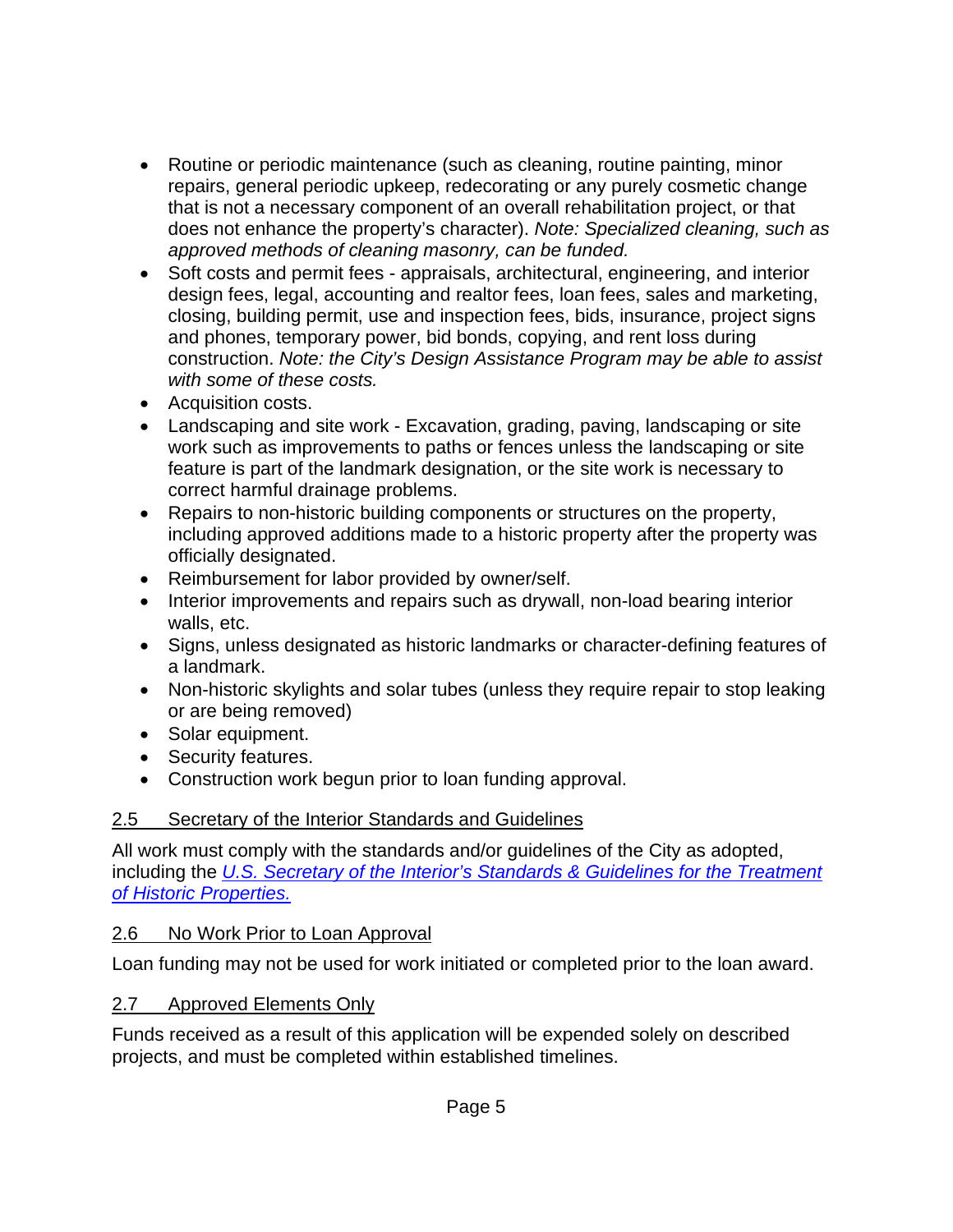- Routine or periodic maintenance (such as cleaning, routine painting, minor repairs, general periodic upkeep, redecorating or any purely cosmetic change that is not a necessary component of an overall rehabilitation project, or that does not enhance the property's character). *Note: Specialized cleaning, such as approved methods of cleaning masonry, can be funded.*
- Soft costs and permit fees - appraisals, architectural, engineering, and interior design fees, legal, accounting and realtor fees, loan fees, sales and marketing, closing, building permit, use and inspection fees, bids, insurance, project signs and phones, temporary power, bid bonds, copying, and rent loss during construction. *Note: the City's Design Assistance Program may be able to assist with some of these costs.*
- Acquisition costs.
- Landscaping and site work - Excavation, grading, paving, landscaping or site work such as improvements to paths or fences unless the landscaping or site feature is part of the landmark designation, or the site work is necessary to correct harmful drainage problems.
- Repairs to non-historic building components or structures on the property, including approved additions made to a historic property after the property was officially designated.
- Reimbursement for labor provided by owner/self.
- Interior improvements and repairs such as drywall, non-load bearing interior walls, etc.
- Signs, unless designated as historic landmarks or character-defining features of a landmark.
- Non-historic skylights and solar tubes (unless they require repair to stop leaking or are being removed)
- Solar equipment.
- Security features.
- Construction work begun prior to loan funding approval.

### 2.5 Secretary of the Interior Standards and Guidelines

All work must comply with the standards and/or guidelines of the City as adopted, including the *U.S. Secretary of the Interior's Standards & Guidelines for the Treatment of Historic Properties.*

### 2.6 No Work Prior to Loan Approval

Loan funding may not be used for work initiated or completed prior to the loan award.

### 2.7 Approved Elements Only

Funds received as a result of this application will be expended solely on described projects, and must be completed within established timelines.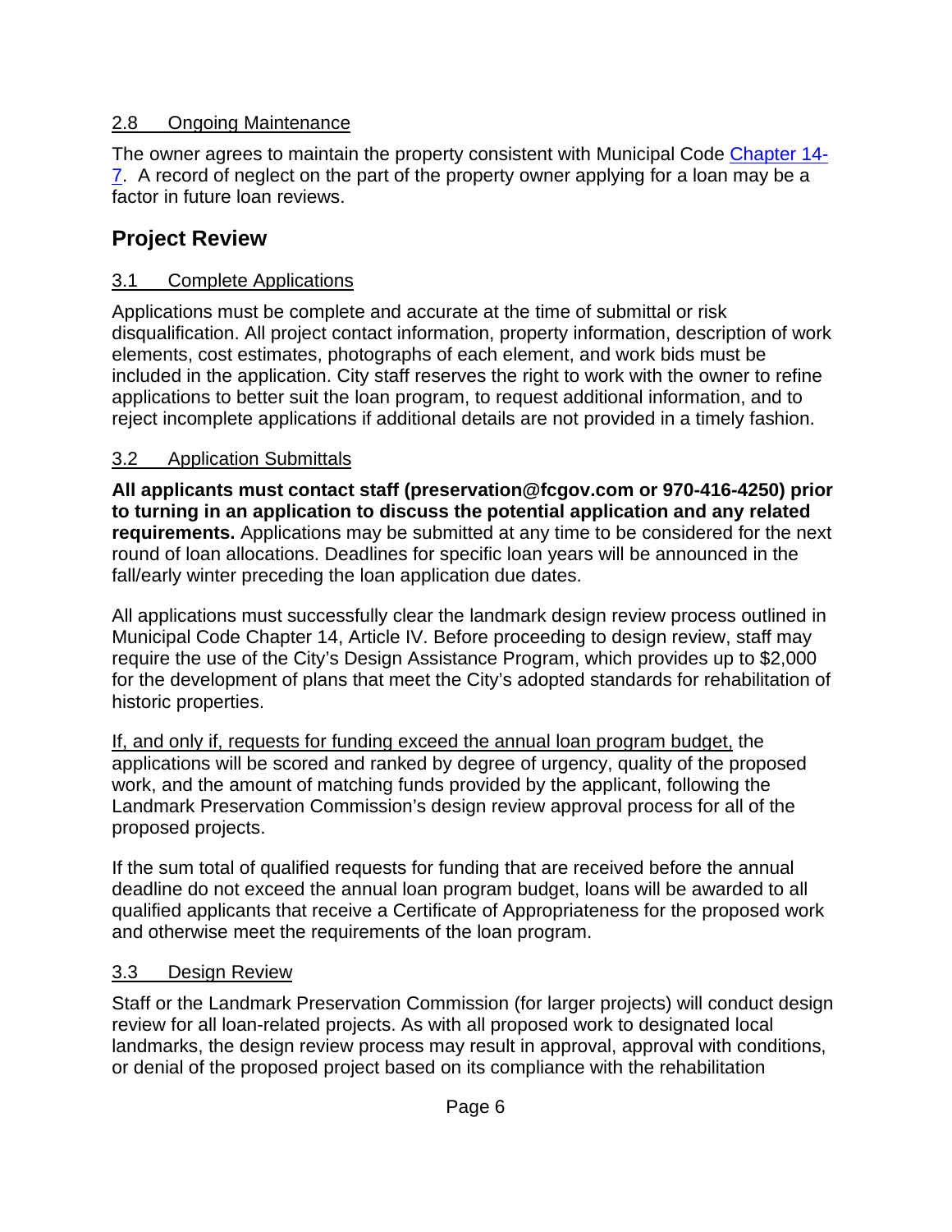### 2.8 Ongoing Maintenance

The owner agrees to maintain the property consistent with Municipal Code [Chapter 14-7](). A record of neglect on the part of the property owner applying for a loan may be a factor in future loan reviews.

## Project Review

### 3.1 Complete Applications

Applications must be complete and accurate at the time of submittal or risk disqualification. All project contact information, property information, description of work elements, cost estimates, photographs of each element, and work bids must be included in the application. City staff reserves the right to work with the owner to refine applications to better suit the loan program, to request additional information, and to reject incomplete applications if additional details are not provided in a timely fashion.

### 3.2 Application Submittals

**All applicants must contact staff (preservation@fcgov.com or 970-416-4250) prior to turning in an application to discuss the potential application and any related requirements.** Applications may be submitted at any time to be considered for the next round of loan allocations. Deadlines for specific loan years will be announced in the fall/early winter preceding the loan application due dates.

All applications must successfully clear the landmark design review process outlined in Municipal Code Chapter 14, Article IV. Before proceeding to design review, staff may require the use of the City's Design Assistance Program, which provides up to $2,000 for the development of plans that meet the City's adopted standards for rehabilitation of historic properties.

<u>If, and only if, requests for funding exceed the annual loan program budget,</u> the applications will be scored and ranked by degree of urgency, quality of the proposed work, and the amount of matching funds provided by the applicant, following the Landmark Preservation Commission's design review approval process for all of the proposed projects.

If the sum total of qualified requests for funding that are received before the annual deadline do not exceed the annual loan program budget, loans will be awarded to all qualified applicants that receive a Certificate of Appropriateness for the proposed work and otherwise meet the requirements of the loan program.

### 3.3 Design Review

Staff or the Landmark Preservation Commission (for larger projects) will conduct design review for all loan-related projects. As with all proposed work to designated local landmarks, the design review process may result in approval, approval with conditions, or denial of the proposed project based on its compliance with the rehabilitation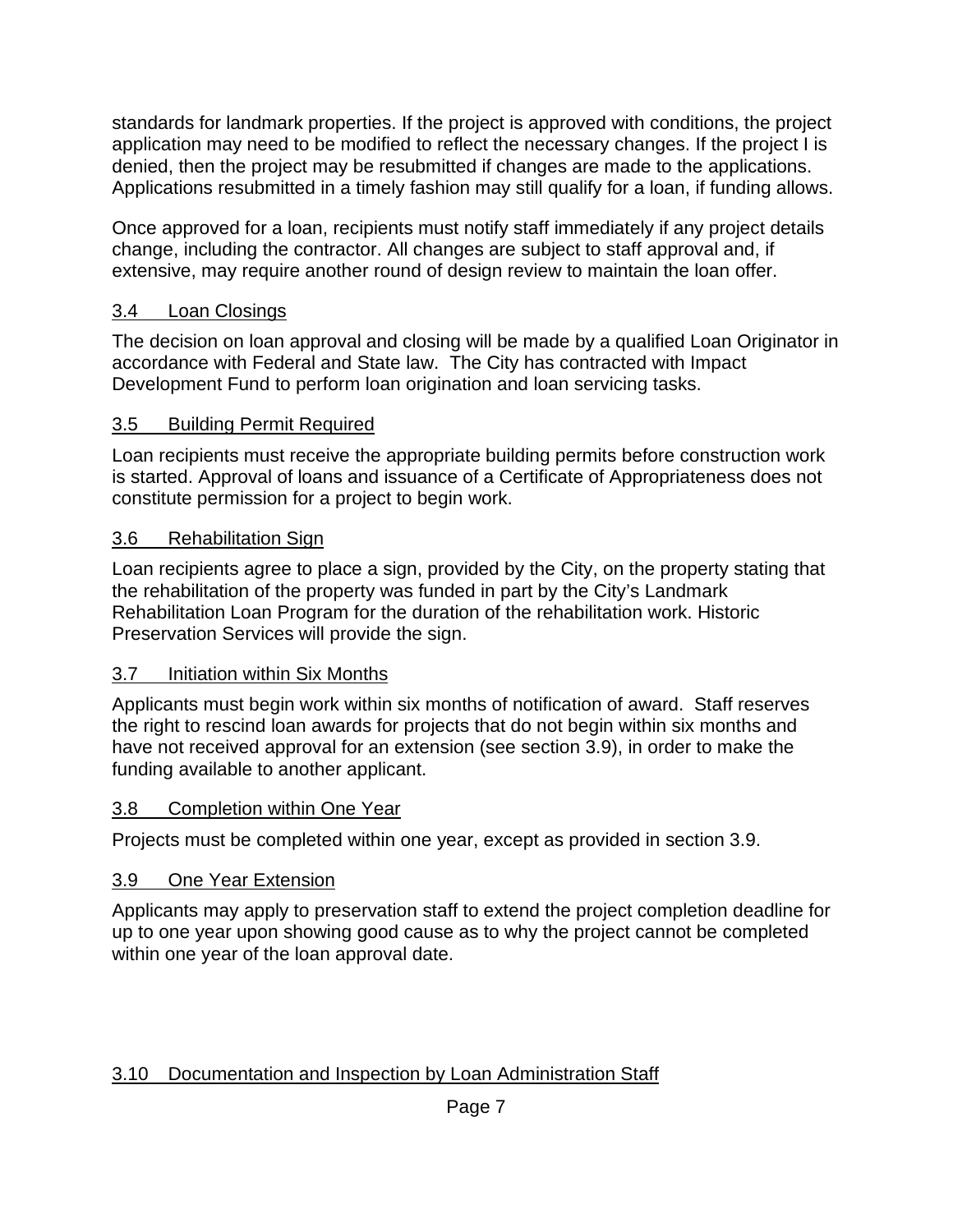standards for landmark properties. If the project is approved with conditions, the project application may need to be modified to reflect the necessary changes. If the project I is denied, then the project may be resubmitted if changes are made to the applications. Applications resubmitted in a timely fashion may still qualify for a loan, if funding allows.

Once approved for a loan, recipients must notify staff immediately if any project details change, including the contractor. All changes are subject to staff approval and, if extensive, may require another round of design review to maintain the loan offer.

### 3.4 Loan Closings

The decision on loan approval and closing will be made by a qualified Loan Originator in accordance with Federal and State law. The City has contracted with Impact Development Fund to perform loan origination and loan servicing tasks.

### 3.5 Building Permit Required

Loan recipients must receive the appropriate building permits before construction work is started. Approval of loans and issuance of a Certificate of Appropriateness does not constitute permission for a project to begin work.

### 3.6 Rehabilitation Sign

Loan recipients agree to place a sign, provided by the City, on the property stating that the rehabilitation of the property was funded in part by the City's Landmark Rehabilitation Loan Program for the duration of the rehabilitation work. Historic Preservation Services will provide the sign.

### 3.7 Initiation within Six Months

Applicants must begin work within six months of notification of award. Staff reserves the right to rescind loan awards for projects that do not begin within six months and have not received approval for an extension (see section 3.9), in order to make the funding available to another applicant.

### 3.8 Completion within One Year

Projects must be completed within one year, except as provided in section 3.9.

### 3.9 One Year Extension

Applicants may apply to preservation staff to extend the project completion deadline for up to one year upon showing good cause as to why the project cannot be completed within one year of the loan approval date.

### 3.10 Documentation and Inspection by Loan Administration Staff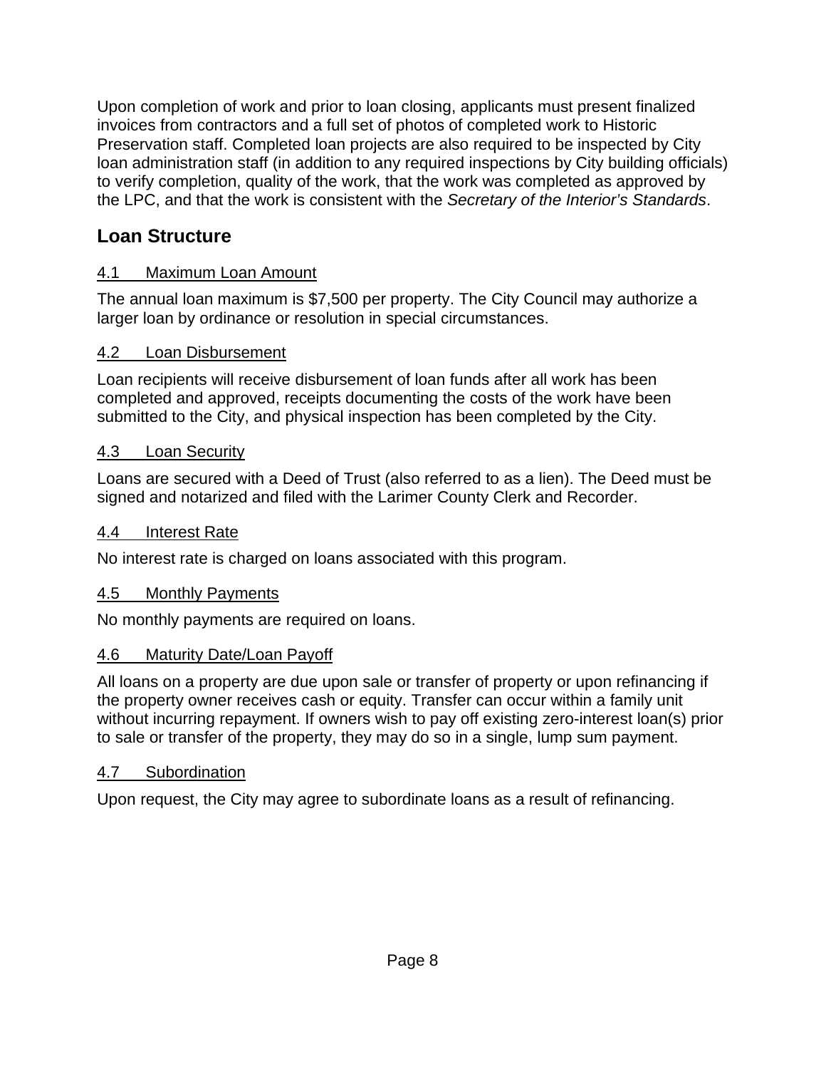Upon completion of work and prior to loan closing, applicants must present finalized invoices from contractors and a full set of photos of completed work to Historic Preservation staff. Completed loan projects are also required to be inspected by City loan administration staff (in addition to any required inspections by City building officials) to verify completion, quality of the work, that the work was completed as approved by the LPC, and that the work is consistent with the *Secretary of the Interior's Standards*.

## Loan Structure

### 4.1 Maximum Loan Amount

The annual loan maximum is $7,500 per property. The City Council may authorize a larger loan by ordinance or resolution in special circumstances.

### 4.2 Loan Disbursement

Loan recipients will receive disbursement of loan funds after all work has been completed and approved, receipts documenting the costs of the work have been submitted to the City, and physical inspection has been completed by the City.

### 4.3 Loan Security

Loans are secured with a Deed of Trust (also referred to as a lien). The Deed must be signed and notarized and filed with the Larimer County Clerk and Recorder.

### 4.4 Interest Rate

No interest rate is charged on loans associated with this program.

### 4.5 Monthly Payments

No monthly payments are required on loans.

### 4.6 Maturity Date/Loan Payoff

All loans on a property are due upon sale or transfer of property or upon refinancing if the property owner receives cash or equity. Transfer can occur within a family unit without incurring repayment. If owners wish to pay off existing zero-interest loan(s) prior to sale or transfer of the property, they may do so in a single, lump sum payment.

### 4.7 Subordination

Upon request, the City may agree to subordinate loans as a result of refinancing.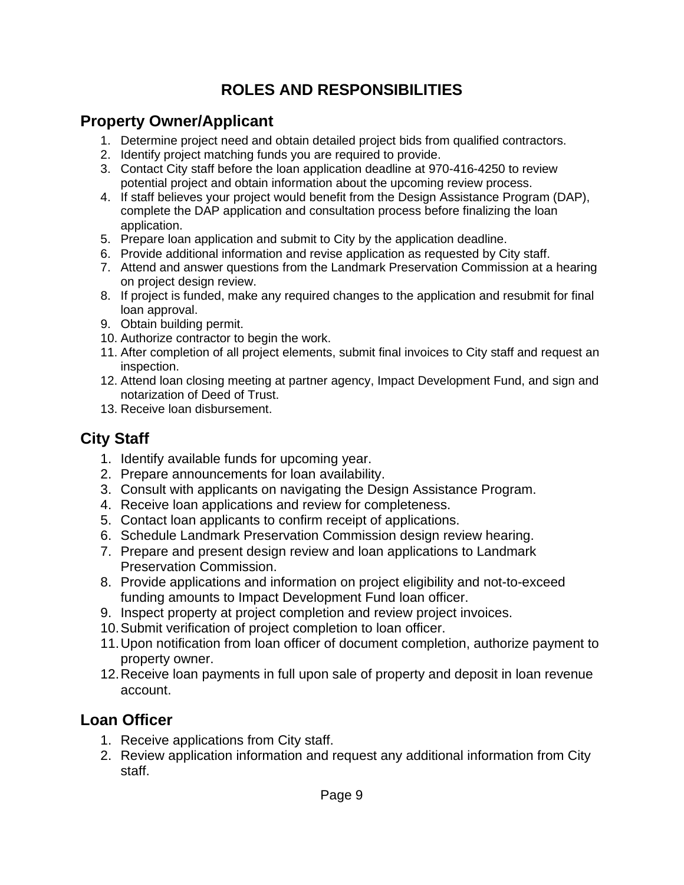# ROLES AND RESPONSIBILITIES

## Property Owner/Applicant

1. Determine project need and obtain detailed project bids from qualified contractors.
2. Identify project matching funds you are required to provide.
3. Contact City staff before the loan application deadline at 970-416-4250 to review potential project and obtain information about the upcoming review process.
4. If staff believes your project would benefit from the Design Assistance Program (DAP), complete the DAP application and consultation process before finalizing the loan application.
5. Prepare loan application and submit to City by the application deadline.
6. Provide additional information and revise application as requested by City staff.
7. Attend and answer questions from the Landmark Preservation Commission at a hearing on project design review.
8. If project is funded, make any required changes to the application and resubmit for final loan approval.
9. Obtain building permit.
10. Authorize contractor to begin the work.
11. After completion of all project elements, submit final invoices to City staff and request an inspection.
12. Attend loan closing meeting at partner agency, Impact Development Fund, and sign and notarization of Deed of Trust.
13. Receive loan disbursement.

## City Staff

1. Identify available funds for upcoming year.
2. Prepare announcements for loan availability.
3. Consult with applicants on navigating the Design Assistance Program.
4. Receive loan applications and review for completeness.
5. Contact loan applicants to confirm receipt of applications.
6. Schedule Landmark Preservation Commission design review hearing.
7. Prepare and present design review and loan applications to Landmark Preservation Commission.
8. Provide applications and information on project eligibility and not-to-exceed funding amounts to Impact Development Fund loan officer.
9. Inspect property at project completion and review project invoices.
10. Submit verification of project completion to loan officer.
11. Upon notification from loan officer of document completion, authorize payment to property owner.
12. Receive loan payments in full upon sale of property and deposit in loan revenue account.

## Loan Officer

1. Receive applications from City staff.
2. Review application information and request any additional information from City staff.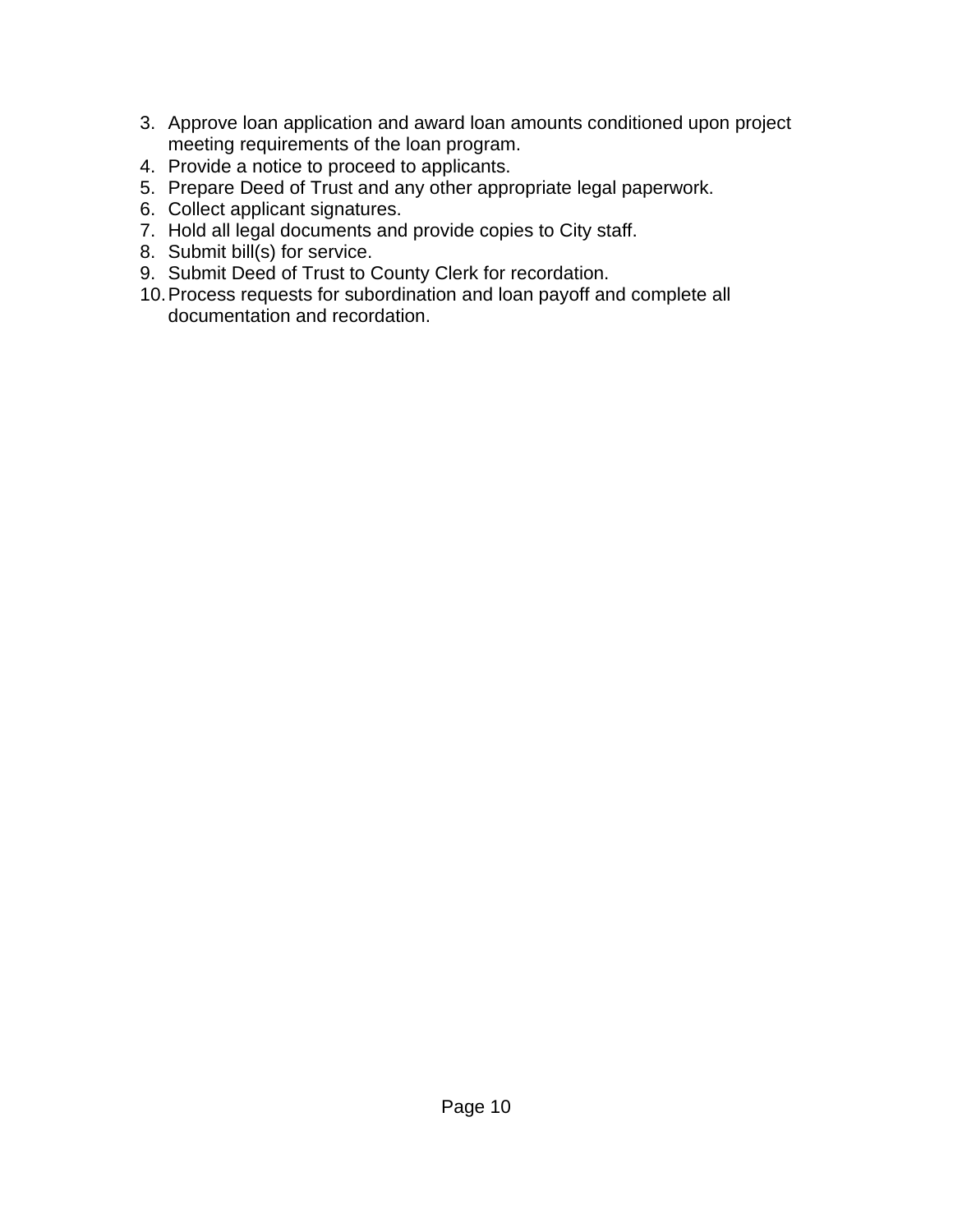3. Approve loan application and award loan amounts conditioned upon project meeting requirements of the loan program.
4. Provide a notice to proceed to applicants.
5. Prepare Deed of Trust and any other appropriate legal paperwork.
6. Collect applicant signatures.
7. Hold all legal documents and provide copies to City staff.
8. Submit bill(s) for service.
9. Submit Deed of Trust to County Clerk for recordation.
10. Process requests for subordination and loan payoff and complete all documentation and recordation.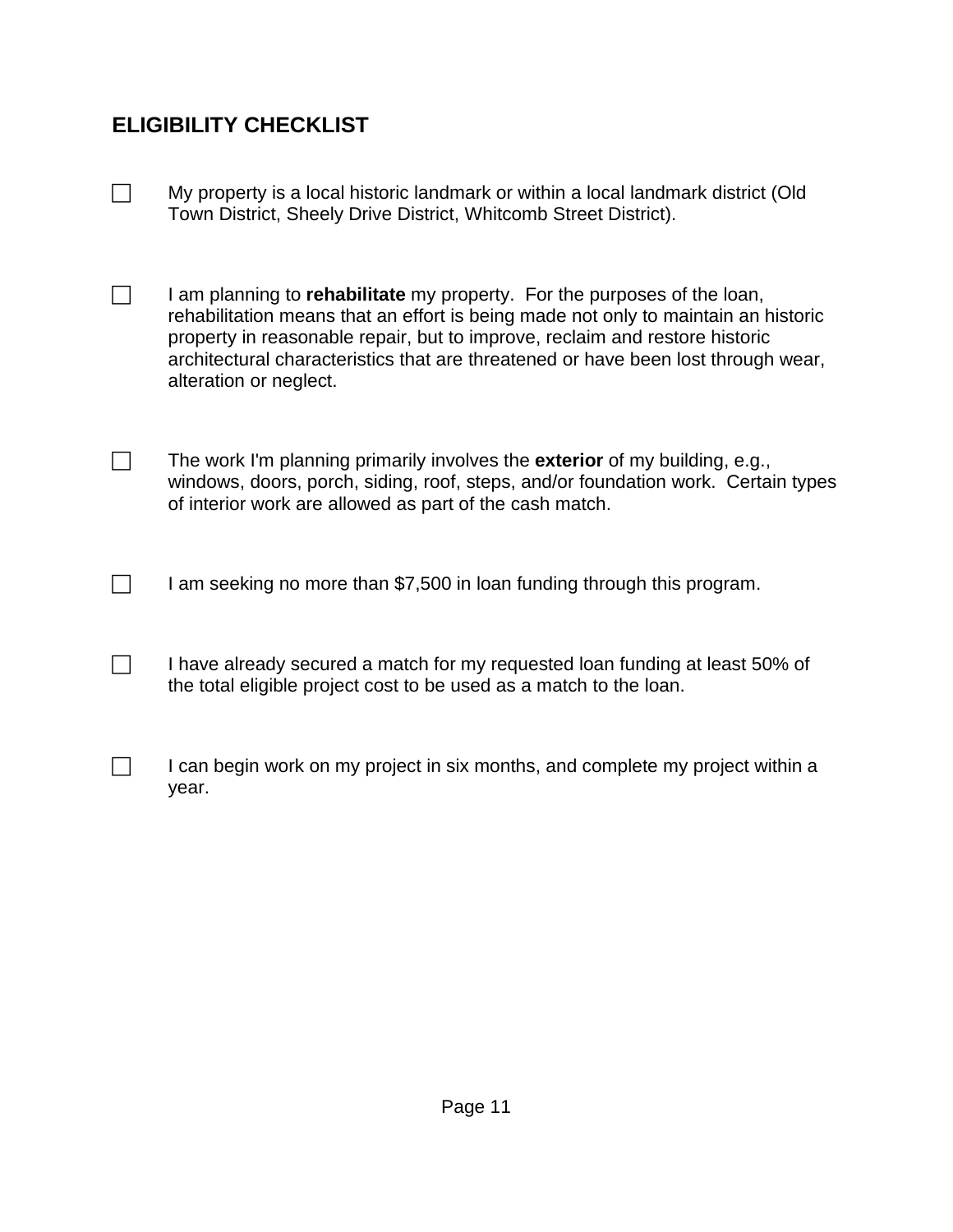## ELIGIBILITY CHECKLIST

- [ ] My property is a local historic landmark or within a local landmark district (Old Town District, Sheely Drive District, Whitcomb Street District).

- [ ] I am planning to **rehabilitate** my property. For the purposes of the loan, rehabilitation means that an effort is being made not only to maintain an historic property in reasonable repair, but to improve, reclaim and restore historic architectural characteristics that are threatened or have been lost through wear, alteration or neglect.

- [ ] The work I'm planning primarily involves the **exterior** of my building, e.g., windows, doors, porch, siding, roof, steps, and/or foundation work. Certain types of interior work are allowed as part of the cash match.

- [ ] I am seeking no more than $7,500 in loan funding through this program.

- [ ] I have already secured a match for my requested loan funding at least 50% of the total eligible project cost to be used as a match to the loan.

- [ ] I can begin work on my project in six months, and complete my project within a year.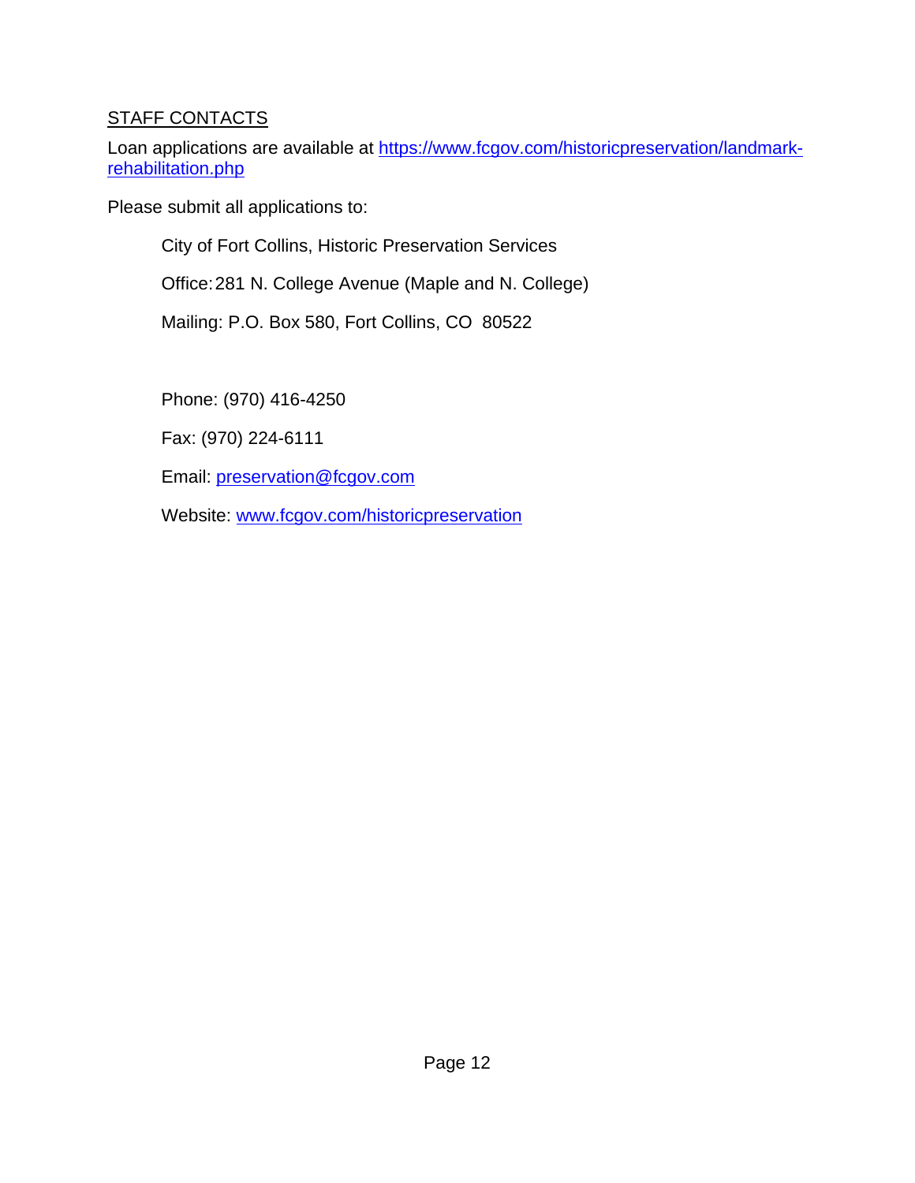## STAFF CONTACTS

Loan applications are available at https://www.fcgov.com/historicpreservation/landmark-rehabilitation.php

Please submit all applications to:

City of Fort Collins, Historic Preservation Services

Office: 281 N. College Avenue (Maple and N. College)

Mailing: P.O. Box 580, Fort Collins, CO  80522

Phone: (970) 416-4250

Fax: (970) 224-6111

Email: preservation@fcgov.com

Website: www.fcgov.com/historicpreservation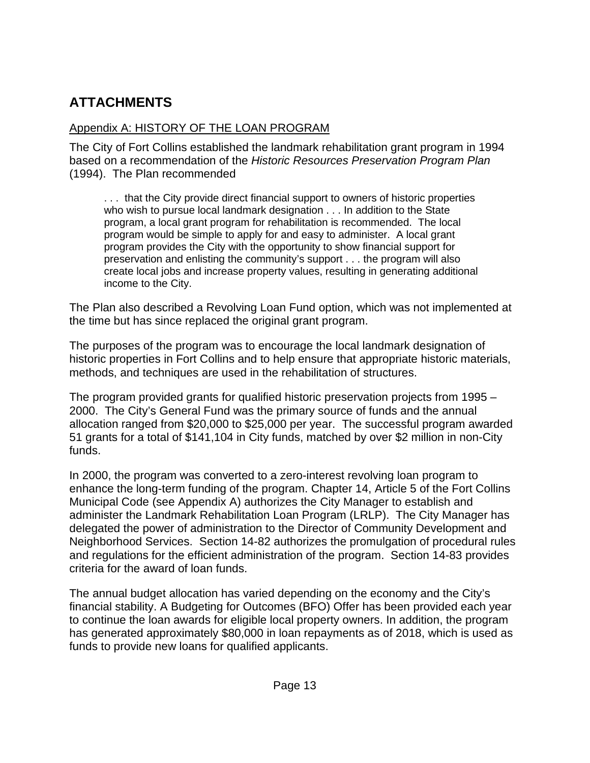# ATTACHMENTS

Appendix A: HISTORY OF THE LOAN PROGRAM

The City of Fort Collins established the landmark rehabilitation grant program in 1994 based on a recommendation of the *Historic Resources Preservation Program Plan* (1994). The Plan recommended

> . . . that the City provide direct financial support to owners of historic properties who wish to pursue local landmark designation . . . In addition to the State program, a local grant program for rehabilitation is recommended. The local program would be simple to apply for and easy to administer. A local grant program provides the City with the opportunity to show financial support for preservation and enlisting the community's support . . . the program will also create local jobs and increase property values, resulting in generating additional income to the City.

The Plan also described a Revolving Loan Fund option, which was not implemented at the time but has since replaced the original grant program.

The purposes of the program was to encourage the local landmark designation of historic properties in Fort Collins and to help ensure that appropriate historic materials, methods, and techniques are used in the rehabilitation of structures.

The program provided grants for qualified historic preservation projects from 1995 – 2000. The City's General Fund was the primary source of funds and the annual allocation ranged from $20,000 to $25,000 per year. The successful program awarded 51 grants for a total of $141,104 in City funds, matched by over $2 million in non-City funds.

In 2000, the program was converted to a zero-interest revolving loan program to enhance the long-term funding of the program. Chapter 14, Article 5 of the Fort Collins Municipal Code (see Appendix A) authorizes the City Manager to establish and administer the Landmark Rehabilitation Loan Program (LRLP). The City Manager has delegated the power of administration to the Director of Community Development and Neighborhood Services. Section 14-82 authorizes the promulgation of procedural rules and regulations for the efficient administration of the program. Section 14-83 provides criteria for the award of loan funds.

The annual budget allocation has varied depending on the economy and the City's financial stability. A Budgeting for Outcomes (BFO) Offer has been provided each year to continue the loan awards for eligible local property owners. In addition, the program has generated approximately $80,000 in loan repayments as of 2018, which is used as funds to provide new loans for qualified applicants.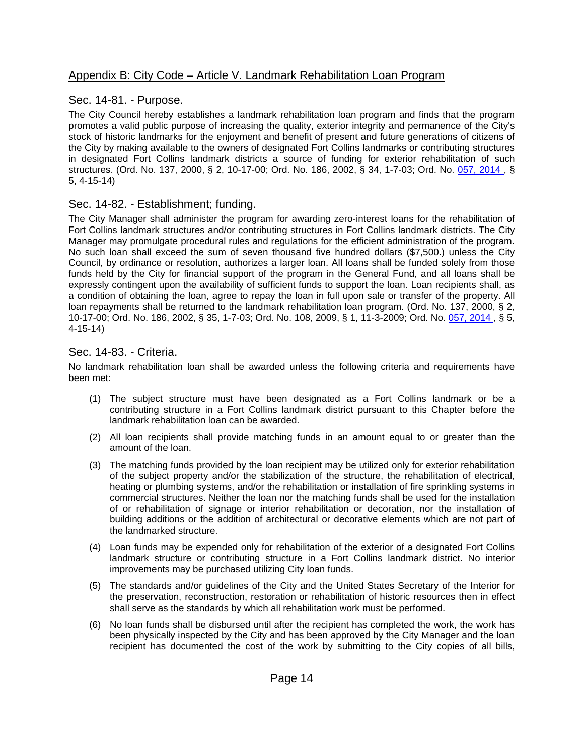## Appendix B: City Code – Article V. Landmark Rehabilitation Loan Program

### Sec. 14-81. - Purpose.

The City Council hereby establishes a landmark rehabilitation loan program and finds that the program promotes a valid public purpose of increasing the quality, exterior integrity and permanence of the City's stock of historic landmarks for the enjoyment and benefit of present and future generations of citizens of the City by making available to the owners of designated Fort Collins landmarks or contributing structures in designated Fort Collins landmark districts a source of funding for exterior rehabilitation of such structures. (Ord. No. 137, 2000, § 2, 10-17-00; Ord. No. 186, 2002, § 34, 1-7-03; Ord. No. 057, 2014 , § 5, 4-15-14)

### Sec. 14-82. - Establishment; funding.

The City Manager shall administer the program for awarding zero-interest loans for the rehabilitation of Fort Collins landmark structures and/or contributing structures in Fort Collins landmark districts. The City Manager may promulgate procedural rules and regulations for the efficient administration of the program. No such loan shall exceed the sum of seven thousand five hundred dollars ($7,500.) unless the City Council, by ordinance or resolution, authorizes a larger loan. All loans shall be funded solely from those funds held by the City for financial support of the program in the General Fund, and all loans shall be expressly contingent upon the availability of sufficient funds to support the loan. Loan recipients shall, as a condition of obtaining the loan, agree to repay the loan in full upon sale or transfer of the property. All loan repayments shall be returned to the landmark rehabilitation loan program. (Ord. No. 137, 2000, § 2, 10-17-00; Ord. No. 186, 2002, § 35, 1-7-03; Ord. No. 108, 2009, § 1, 11-3-2009; Ord. No. 057, 2014 , § 5, 4-15-14)

### Sec. 14-83. - Criteria.

No landmark rehabilitation loan shall be awarded unless the following criteria and requirements have been met:

(1) The subject structure must have been designated as a Fort Collins landmark or be a contributing structure in a Fort Collins landmark district pursuant to this Chapter before the landmark rehabilitation loan can be awarded.

(2) All loan recipients shall provide matching funds in an amount equal to or greater than the amount of the loan.

(3) The matching funds provided by the loan recipient may be utilized only for exterior rehabilitation of the subject property and/or the stabilization of the structure, the rehabilitation of electrical, heating or plumbing systems, and/or the rehabilitation or installation of fire sprinkling systems in commercial structures. Neither the loan nor the matching funds shall be used for the installation of or rehabilitation of signage or interior rehabilitation or decoration, nor the installation of building additions or the addition of architectural or decorative elements which are not part of the landmarked structure.

(4) Loan funds may be expended only for rehabilitation of the exterior of a designated Fort Collins landmark structure or contributing structure in a Fort Collins landmark district. No interior improvements may be purchased utilizing City loan funds.

(5) The standards and/or guidelines of the City and the United States Secretary of the Interior for the preservation, reconstruction, restoration or rehabilitation of historic resources then in effect shall serve as the standards by which all rehabilitation work must be performed.

(6) No loan funds shall be disbursed until after the recipient has completed the work, the work has been physically inspected by the City and has been approved by the City Manager and the loan recipient has documented the cost of the work by submitting to the City copies of all bills,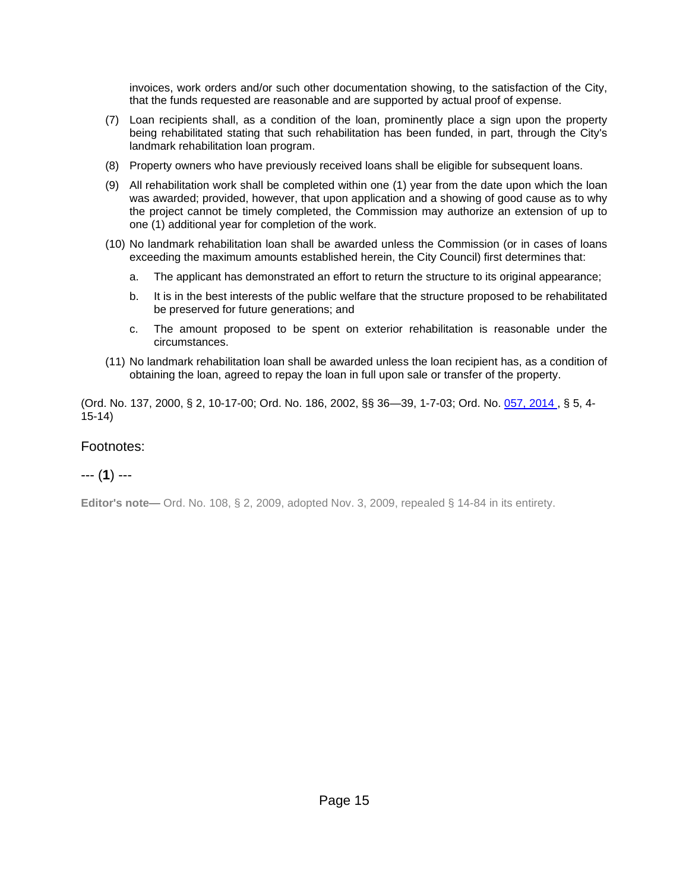invoices, work orders and/or such other documentation showing, to the satisfaction of the City, that the funds requested are reasonable and are supported by actual proof of expense.

(7) Loan recipients shall, as a condition of the loan, prominently place a sign upon the property being rehabilitated stating that such rehabilitation has been funded, in part, through the City's landmark rehabilitation loan program.

(8) Property owners who have previously received loans shall be eligible for subsequent loans.

(9) All rehabilitation work shall be completed within one (1) year from the date upon which the loan was awarded; provided, however, that upon application and a showing of good cause as to why the project cannot be timely completed, the Commission may authorize an extension of up to one (1) additional year for completion of the work.

(10) No landmark rehabilitation loan shall be awarded unless the Commission (or in cases of loans exceeding the maximum amounts established herein, the City Council) first determines that:

   a. The applicant has demonstrated an effort to return the structure to its original appearance;

   b. It is in the best interests of the public welfare that the structure proposed to be rehabilitated be preserved for future generations; and

   c. The amount proposed to be spent on exterior rehabilitation is reasonable under the circumstances.

(11) No landmark rehabilitation loan shall be awarded unless the loan recipient has, as a condition of obtaining the loan, agreed to repay the loan in full upon sale or transfer of the property.

(Ord. No. 137, 2000, § 2, 10-17-00; Ord. No. 186, 2002, §§ 36—39, 1-7-03; Ord. No. 057, 2014 , § 5, 4-15-14)

Footnotes:

--- (**1**) ---

**Editor's note—** Ord. No. 108, § 2, 2009, adopted Nov. 3, 2009, repealed § 14-84 in its entirety.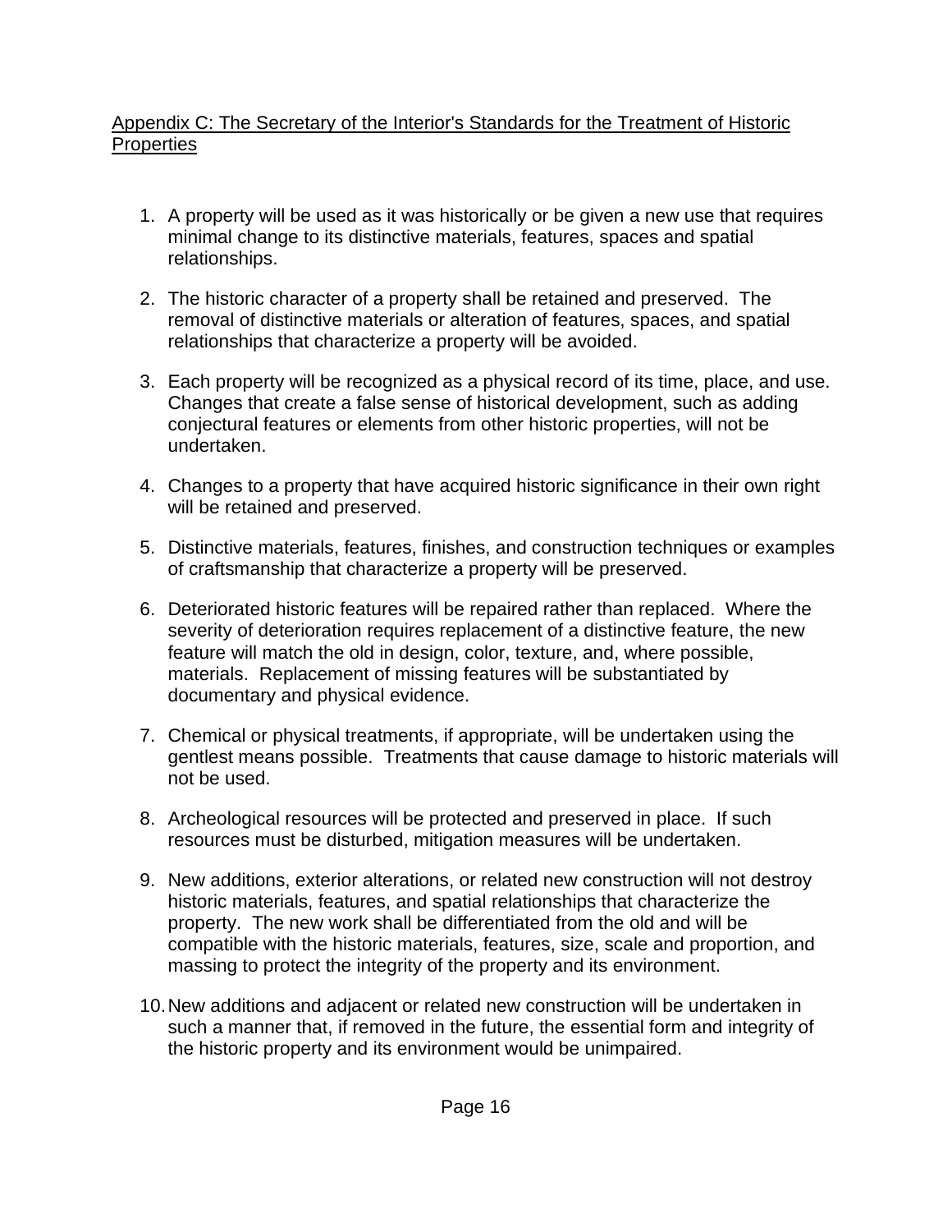## Appendix C: The Secretary of the Interior's Standards for the Treatment of Historic Properties

1. A property will be used as it was historically or be given a new use that requires minimal change to its distinctive materials, features, spaces and spatial relationships.

2. The historic character of a property shall be retained and preserved. The removal of distinctive materials or alteration of features, spaces, and spatial relationships that characterize a property will be avoided.

3. Each property will be recognized as a physical record of its time, place, and use. Changes that create a false sense of historical development, such as adding conjectural features or elements from other historic properties, will not be undertaken.

4. Changes to a property that have acquired historic significance in their own right will be retained and preserved.

5. Distinctive materials, features, finishes, and construction techniques or examples of craftsmanship that characterize a property will be preserved.

6. Deteriorated historic features will be repaired rather than replaced. Where the severity of deterioration requires replacement of a distinctive feature, the new feature will match the old in design, color, texture, and, where possible, materials. Replacement of missing features will be substantiated by documentary and physical evidence.

7. Chemical or physical treatments, if appropriate, will be undertaken using the gentlest means possible. Treatments that cause damage to historic materials will not be used.

8. Archeological resources will be protected and preserved in place. If such resources must be disturbed, mitigation measures will be undertaken.

9. New additions, exterior alterations, or related new construction will not destroy historic materials, features, and spatial relationships that characterize the property. The new work shall be differentiated from the old and will be compatible with the historic materials, features, size, scale and proportion, and massing to protect the integrity of the property and its environment.

10. New additions and adjacent or related new construction will be undertaken in such a manner that, if removed in the future, the essential form and integrity of the historic property and its environment would be unimpaired.